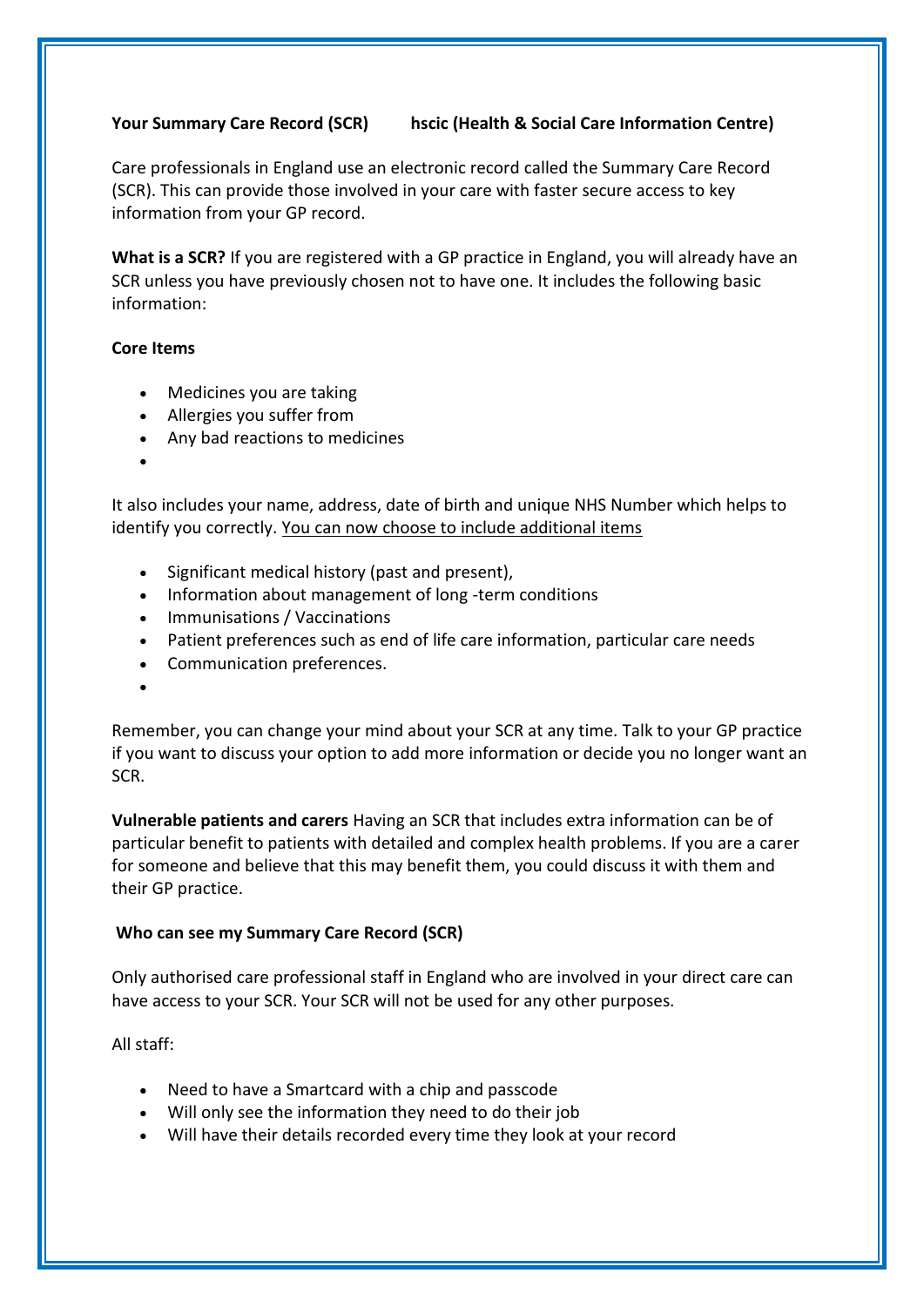**Your Summary Care Record (SCR)     hscic (Health & Social Care Information Centre)**

Care professionals in England use an electronic record called the Summary Care Record (SCR). This can provide those involved in your care with faster secure access to key information from your GP record.

**What is a SCR?** If you are registered with a GP practice in England, you will already have an SCR unless you have previously chosen not to have one. It includes the following basic information:

**Core Items**

- Medicines you are taking
- Allergies you suffer from
- Any bad reactions to medicines
-

It also includes your name, address, date of birth and unique NHS Number which helps to identify you correctly. <u>You can now choose to include additional items</u>

- Significant medical history (past and present),
- Information about management of long -term conditions
- Immunisations / Vaccinations
- Patient preferences such as end of life care information, particular care needs
- Communication preferences.
-

Remember, you can change your mind about your SCR at any time. Talk to your GP practice if you want to discuss your option to add more information or decide you no longer want an SCR.

**Vulnerable patients and carers** Having an SCR that includes extra information can be of particular benefit to patients with detailed and complex health problems. If you are a carer for someone and believe that this may benefit them, you could discuss it with them and their GP practice.

**Who can see my Summary Care Record (SCR)**

Only authorised care professional staff in England who are involved in your direct care can have access to your SCR. Your SCR will not be used for any other purposes.

All staff:

- Need to have a Smartcard with a chip and passcode
- Will only see the information they need to do their job
- Will have their details recorded every time they look at your record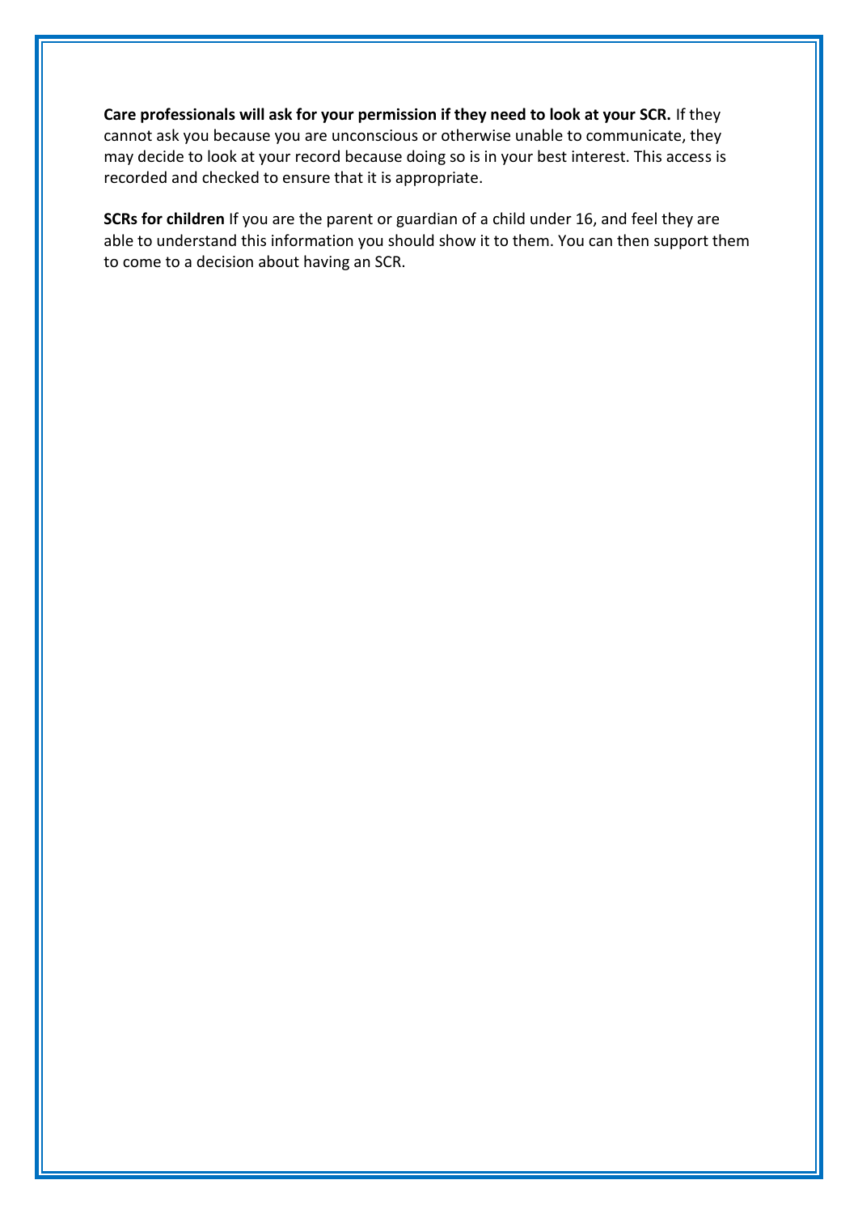**Care professionals will ask for your permission if they need to look at your SCR.** If they cannot ask you because you are unconscious or otherwise unable to communicate, they may decide to look at your record because doing so is in your best interest. This access is recorded and checked to ensure that it is appropriate.

**SCRs for children** If you are the parent or guardian of a child under 16, and feel they are able to understand this information you should show it to them. You can then support them to come to a decision about having an SCR.